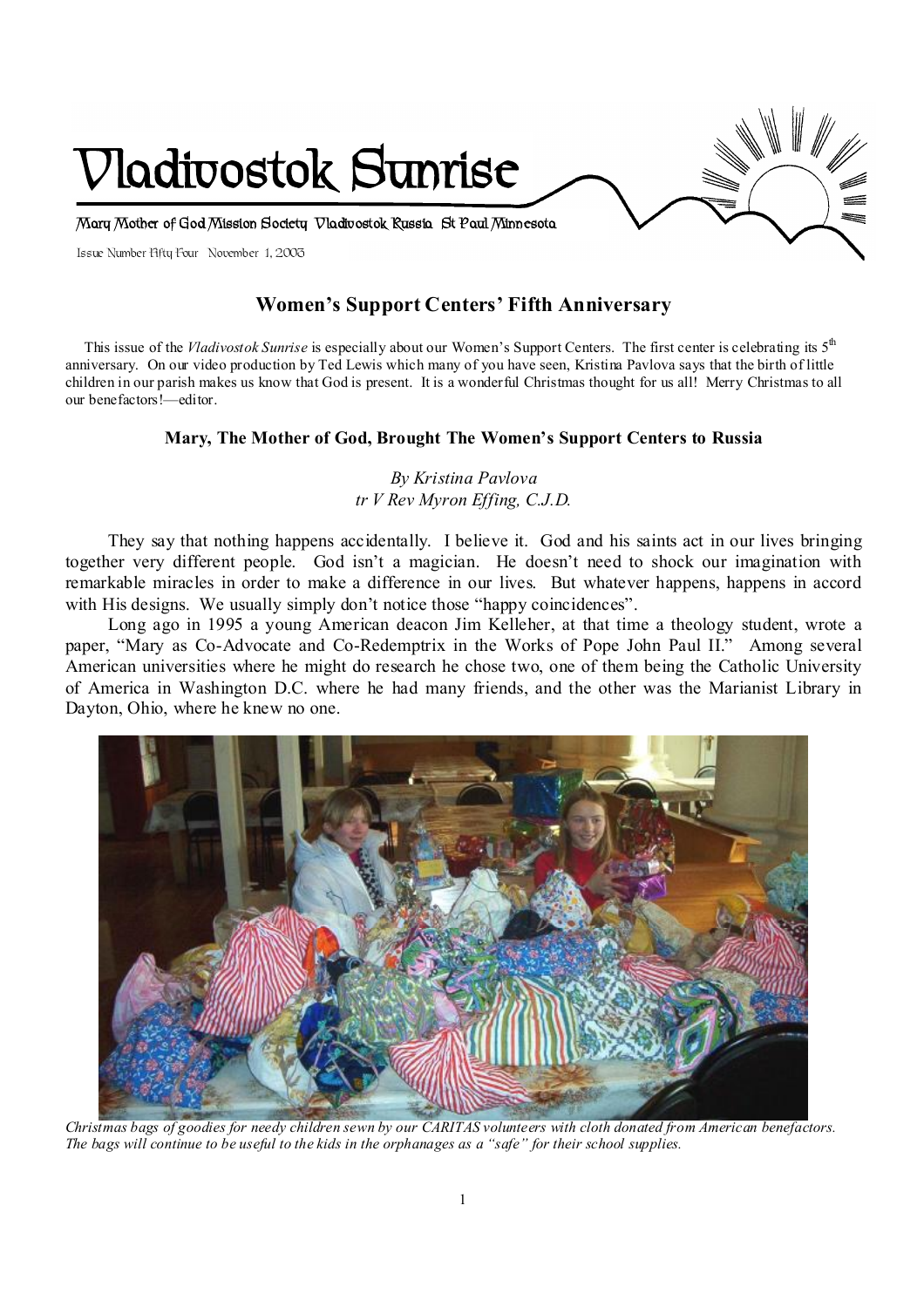# Vladivostok Sunrise

Mary Mother of God Mission Society Vladivostok Russia St Paul Minnesota

Issue Number Fifty Four November 1, 2003

## Women's Support Centers' Fifth Anniversary

This issue of the *Vladivostok Sunrise* is especially about our Women's Support Centers. The first center is celebrating its 5th anniversary. On our video production by Ted Lewis which many of you have seen, Kristina Pavlova says that the birth of little children in our parish makes us know that God is present. It is a wonderful Christmas thought for us all! Merry Christmas to all our benefactors!—editor.

### Mary, The Mother of God, Brought The Women's Support Centers to Russia

*By Kristina Pavlova*
*tr V Rev Myron Effing, C.J.D.*

They say that nothing happens accidentally. I believe it. God and his saints act in our lives bringing together very different people. God isn't a magician. He doesn't need to shock our imagination with remarkable miracles in order to make a difference in our lives. But whatever happens, happens in accord with His designs. We usually simply don't notice those "happy coincidences".

Long ago in 1995 a young American deacon Jim Kelleher, at that time a theology student, wrote a paper, "Mary as Co-Advocate and Co-Redemptrix in the Works of Pope John Paul II." Among several American universities where he might do research he chose two, one of them being the Catholic University of America in Washington D.C. where he had many friends, and the other was the Marianist Library in Dayton, Ohio, where he knew no one.

*Christmas bags of goodies for needy children sewn by our CARITAS volunteers with cloth donated from American benefactors. The bags will continue to be useful to the kids in the orphanages as a "safe" for their school supplies.*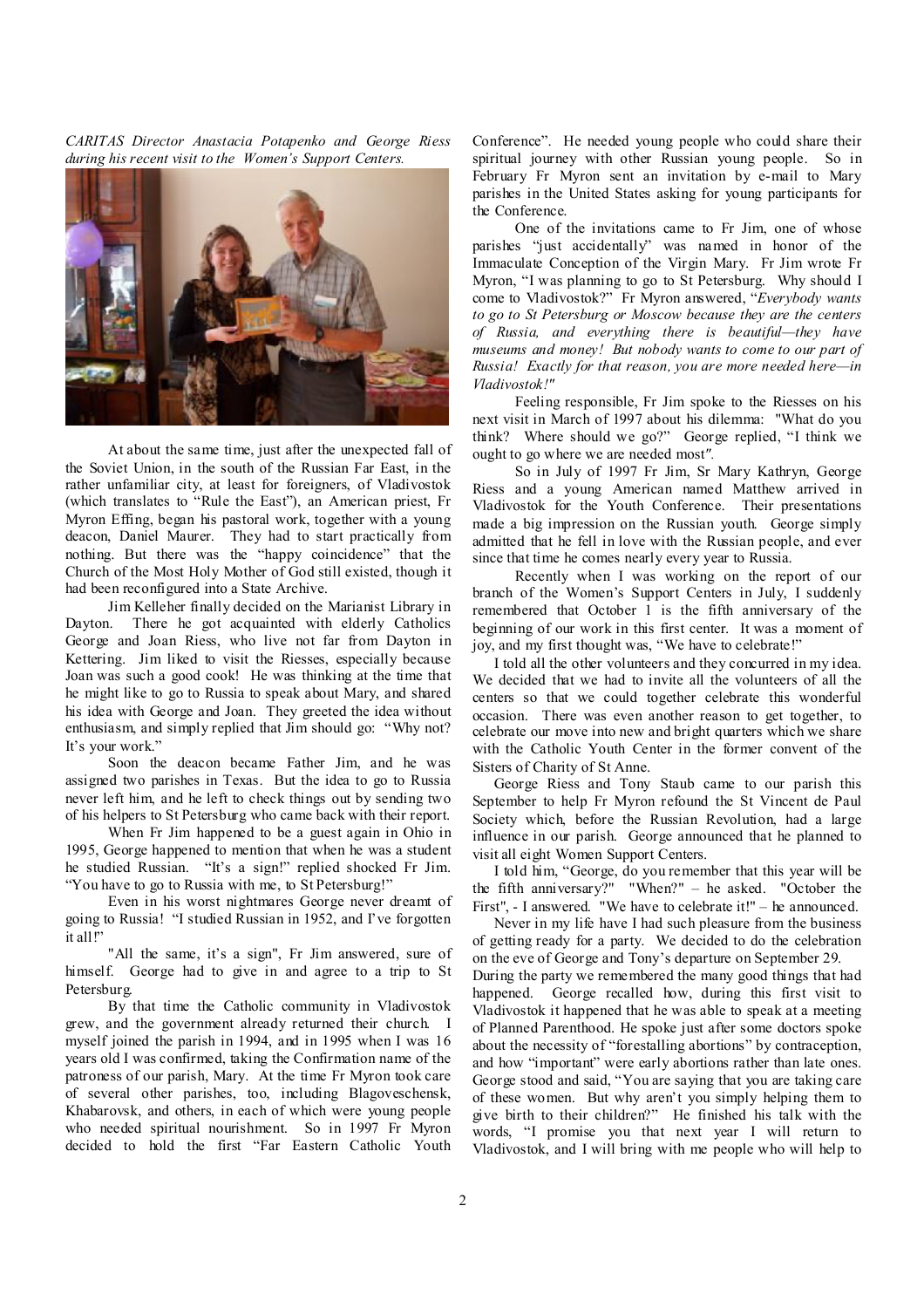*CARITAS Director Anastacia Potapenko and George Riess during his recent visit to the Women's Support Centers.*

At about the same time, just after the unexpected fall of the Soviet Union, in the south of the Russian Far East, in the rather unfamiliar city, at least for foreigners, of Vladivostok (which translates to "Rule the East"), an American priest, Fr Myron Effing, began his pastoral work, together with a young deacon, Daniel Maurer. They had to start practically from nothing. But there was the "happy coincidence" that the Church of the Most Holy Mother of God still existed, though it had been reconfigured into a State Archive.

Jim Kelleher finally decided on the Marianist Library in Dayton. There he got acquainted with elderly Catholics George and Joan Riess, who live not far from Dayton in Kettering. Jim liked to visit the Riesses, especially because Joan was such a good cook! He was thinking at the time that he might like to go to Russia to speak about Mary, and shared his idea with George and Joan. They greeted the idea without enthusiasm, and simply replied that Jim should go: "Why not? It's your work."

Soon the deacon became Father Jim, and he was assigned two parishes in Texas. But the idea to go to Russia never left him, and he left to check things out by sending two of his helpers to St Petersburg who came back with their report.

When Fr Jim happened to be a guest again in Ohio in 1995, George happened to mention that when he was a student he studied Russian. "It's a sign!" replied shocked Fr Jim. "You have to go to Russia with me, to St Petersburg!"

Even in his worst nightmares George never dreamt of going to Russia! "I studied Russian in 1952, and I've forgotten it all!"

"All the same, it's a sign", Fr Jim answered, sure of himself. George had to give in and agree to a trip to St Petersburg.

By that time the Catholic community in Vladivostok grew, and the government already returned their church. I myself joined the parish in 1994, and in 1995 when I was 16 years old I was confirmed, taking the Confirmation name of the patroness of our parish, Mary. At the time Fr Myron took care of several other parishes, too, including Blagoveschensk, Khabarovsk, and others, in each of which were young people who needed spiritual nourishment. So in 1997 Fr Myron decided to hold the first "Far Eastern Catholic Youth Conference". He needed young people who could share their spiritual journey with other Russian young people. So in February Fr Myron sent an invitation by e-mail to Mary parishes in the United States asking for young participants for the Conference.

One of the invitations came to Fr Jim, one of whose parishes "just accidentally" was named in honor of the Immaculate Conception of the Virgin Mary. Fr Jim wrote Fr Myron, "I was planning to go to St Petersburg. Why should I come to Vladivostok?" Fr Myron answered, "*Everybody wants to go to St Petersburg or Moscow because they are the centers of Russia, and everything there is beautiful—they have museums and money! But nobody wants to come to our part of Russia! Exactly for that reason, you are more needed here—in Vladivostok!"*

Feeling responsible, Fr Jim spoke to the Riesses on his next visit in March of 1997 about his dilemma: "What do you think? Where should we go?" George replied, "I think we ought to go where we are needed most".

So in July of 1997 Fr Jim, Sr Mary Kathryn, George Riess and a young American named Matthew arrived in Vladivostok for the Youth Conference. Their presentations made a big impression on the Russian youth. George simply admitted that he fell in love with the Russian people, and ever since that time he comes nearly every year to Russia.

Recently when I was working on the report of our branch of the Women's Support Centers in July, I suddenly remembered that October 1 is the fifth anniversary of the beginning of our work in this first center. It was a moment of joy, and my first thought was, "We have to celebrate!"

I told all the other volunteers and they concurred in my idea. We decided that we had to invite all the volunteers of all the centers so that we could together celebrate this wonderful occasion. There was even another reason to get together, to celebrate our move into new and bright quarters which we share with the Catholic Youth Center in the former convent of the Sisters of Charity of St Anne.

George Riess and Tony Staub came to our parish this September to help Fr Myron refound the St Vincent de Paul Society which, before the Russian Revolution, had a large influence in our parish. George announced that he planned to visit all eight Women Support Centers.

I told him, "George, do you remember that this year will be the fifth anniversary?" "When?" – he asked. "October the First", - I answered. "We have to celebrate it!" – he announced.

Never in my life have I had such pleasure from the business of getting ready for a party. We decided to do the celebration on the eve of George and Tony's departure on September 29.

During the party we remembered the many good things that had happened. George recalled how, during this first visit to Vladivostok it happened that he was able to speak at a meeting of Planned Parenthood. He spoke just after some doctors spoke about the necessity of "forestalling abortions" by contraception, and how "important" were early abortions rather than late ones. George stood and said, "You are saying that you are taking care of these women. But why aren't you simply helping them to give birth to their children?" He finished his talk with the words, "I promise you that next year I will return to Vladivostok, and I will bring with me people who will help to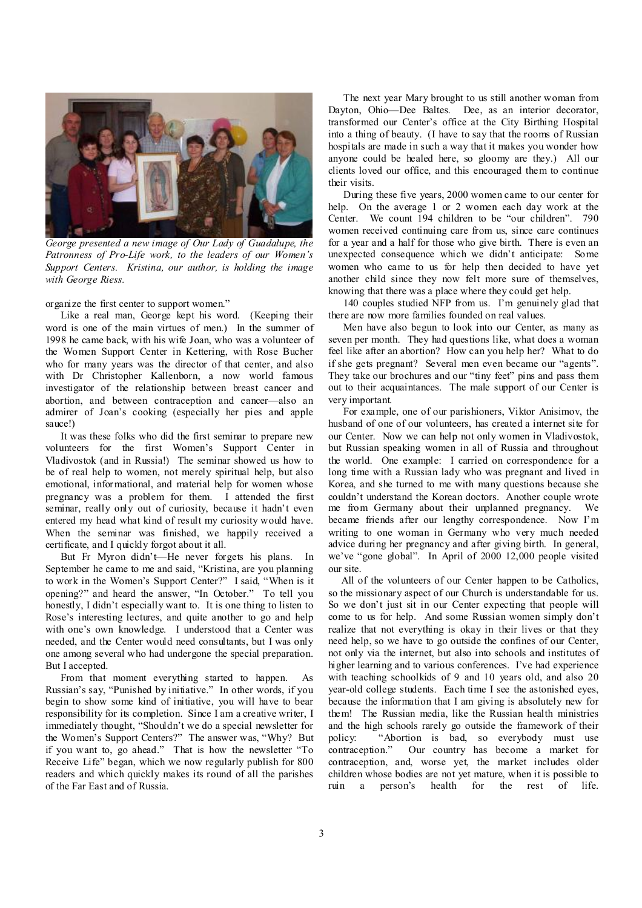*George presented a new image of Our Lady of Guadalupe, the Patronness of Pro-Life work, to the leaders of our Women's Support Centers. Kristina, our author, is holding the image with George Riess.*

organize the first center to support women."

Like a real man, George kept his word. (Keeping their word is one of the main virtues of men.) In the summer of 1998 he came back, with his wife Joan, who was a volunteer of the Women Support Center in Kettering, with Rose Bucher who for many years was the director of that center, and also with Dr Christopher Kallenborn, a now world famous investigator of the relationship between breast cancer and abortion, and between contraception and cancer—also an admirer of Joan's cooking (especially her pies and apple sauce!)

It was these folks who did the first seminar to prepare new volunteers for the first Women's Support Center in Vladivostok (and in Russia!) The seminar showed us how to be of real help to women, not merely spiritual help, but also emotional, informational, and material help for women whose pregnancy was a problem for them. I attended the first seminar, really only out of curiosity, because it hadn't even entered my head what kind of result my curiosity would have. When the seminar was finished, we happily received a certificate, and I quickly forgot about it all.

But Fr Myron didn't—He never forgets his plans. In September he came to me and said, "Kristina, are you planning to work in the Women's Support Center?" I said, "When is it opening?" and heard the answer, "In October." To tell you honestly, I didn't especially want to. It is one thing to listen to Rose's interesting lectures, and quite another to go and help with one's own knowledge. I understood that a Center was needed, and the Center would need consultants, but I was only one among several who had undergone the special preparation. But I accepted.

From that moment everything started to happen. As Russian's say, "Punished by initiative." In other words, if you begin to show some kind of initiative, you will have to bear responsibility for its completion. Since I am a creative writer, I immediately thought, "Shouldn't we do a special newsletter for the Women's Support Centers?" The answer was, "Why? But if you want to, go ahead." That is how the newsletter "To Receive Life" began, which we now regularly publish for 800 readers and which quickly makes its round of all the parishes of the Far East and of Russia.

The next year Mary brought to us still another woman from Dayton, Ohio—Dee Baltes. Dee, as an interior decorator, transformed our Center's office at the City Birthing Hospital into a thing of beauty. (I have to say that the rooms of Russian hospitals are made in such a way that it makes you wonder how anyone could be healed here, so gloomy are they.) All our clients loved our office, and this encouraged them to continue their visits.

During these five years, 2000 women came to our center for help. On the average 1 or 2 women each day work at the Center. We count 194 children to be "our children". 790 women received continuing care from us, since care continues for a year and a half for those who give birth. There is even an unexpected consequence which we didn't anticipate: Some women who came to us for help then decided to have yet another child since they now felt more sure of themselves, knowing that there was a place where they could get help.

140 couples studied NFP from us. I'm genuinely glad that there are now more families founded on real values.

Men have also begun to look into our Center, as many as seven per month. They had questions like, what does a woman feel like after an abortion? How can you help her? What to do if she gets pregnant? Several men even became our "agents". They take our brochures and our "tiny feet" pins and pass them out to their acquaintances. The male support of our Center is very important.

For example, one of our parishioners, Viktor Anisimov, the husband of one of our volunteers, has created a internet site for our Center. Now we can help not only women in Vladivostok, but Russian speaking women in all of Russia and throughout the world. One example: I carried on correspondence for a long time with a Russian lady who was pregnant and lived in Korea, and she turned to me with many questions because she couldn't understand the Korean doctors. Another couple wrote me from Germany about their unplanned pregnancy. We became friends after our lengthy correspondence. Now I'm writing to one woman in Germany who very much needed advice during her pregnancy and after giving birth. In general, we've "gone global". In April of 2000 12,000 people visited our site.

All of the volunteers of our Center happen to be Catholics, so the missionary aspect of our Church is understandable for us. So we don't just sit in our Center expecting that people will come to us for help. And some Russian women simply don't realize that not everything is okay in their lives or that they need help, so we have to go outside the confines of our Center, not only via the internet, but also into schools and institutes of higher learning and to various conferences. I've had experience with teaching schoolkids of 9 and 10 years old, and also 20 year-old college students. Each time I see the astonished eyes, because the information that I am giving is absolutely new for them! The Russian media, like the Russian health ministries and the high schools rarely go outside the framework of their policy: "Abortion is bad, so everybody must use contraception." Our country has become a market for contraception, and, worse yet, the market includes older children whose bodies are not yet mature, when it is possible to ruin a person's health for the rest of life.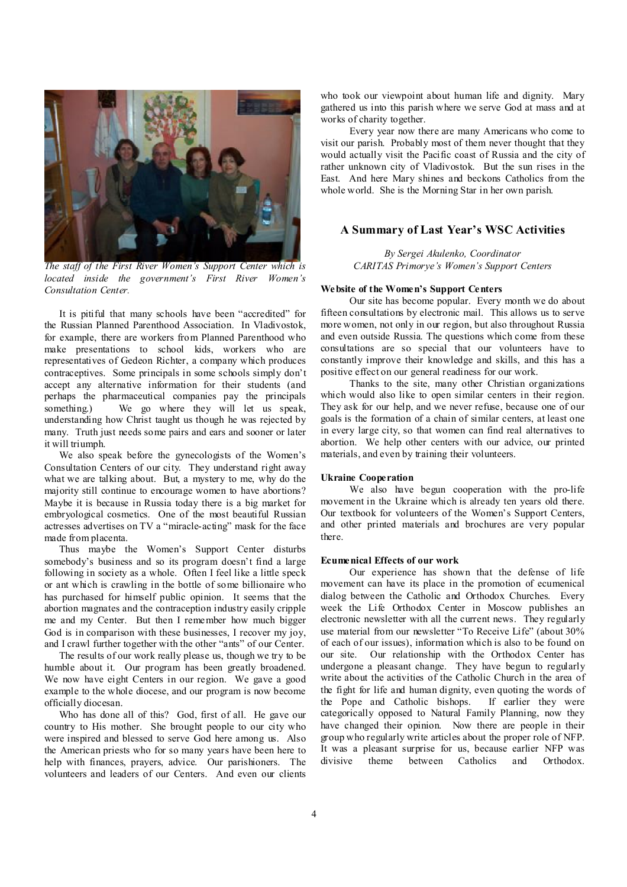*The staff of the First River Women's Support Center which is located inside the government's First River Women's Consultation Center.*

It is pitiful that many schools have been "accredited" for the Russian Planned Parenthood Association. In Vladivostok, for example, there are workers from Planned Parenthood who make presentations to school kids, workers who are representatives of Gedeon Richter, a company which produces contraceptives. Some principals in some schools simply don't accept any alternative information for their students (and perhaps the pharmaceutical companies pay the principals something.) We go where they will let us speak, understanding how Christ taught us though he was rejected by many. Truth just needs some pairs and ears and sooner or later it will triumph.

We also speak before the gynecologists of the Women's Consultation Centers of our city. They understand right away what we are talking about. But, a mystery to me, why do the majority still continue to encourage women to have abortions? Maybe it is because in Russia today there is a big market for embryological cosmetics. One of the most beautiful Russian actresses advertises on TV a "miracle-acting" mask for the face made from placenta.

Thus maybe the Women's Support Center disturbs somebody's business and so its program doesn't find a large following in society as a whole. Often I feel like a little speck or ant which is crawling in the bottle of some billionaire who has purchased for himself public opinion. It seems that the abortion magnates and the contraception industry easily cripple me and my Center. But then I remember how much bigger God is in comparison with these businesses, I recover my joy, and I crawl further together with the other "ants" of our Center.

The results of our work really please us, though we try to be humble about it. Our program has been greatly broadened. We now have eight Centers in our region. We gave a good example to the whole diocese, and our program is now become officially diocesan.

Who has done all of this? God, first of all. He gave our country to His mother. She brought people to our city who were inspired and blessed to serve God here among us. Also the American priests who for so many years have been here to help with finances, prayers, advice. Our parishioners. The volunteers and leaders of our Centers. And even our clients who took our viewpoint about human life and dignity. Mary gathered us into this parish where we serve God at mass and at works of charity together.

Every year now there are many Americans who come to visit our parish. Probably most of them never thought that they would actually visit the Pacific coast of Russia and the city of rather unknown city of Vladivostok. But the sun rises in the East. And here Mary shines and beckons Catholics from the whole world. She is the Morning Star in her own parish.

## A Summary of Last Year's WSC Activities

*By Sergei Akulenko, Coordinator*
*CARITAS Primorye's Women's Support Centers*

**Website of the Women's Support Centers**

Our site has become popular. Every month we do about fifteen consultations by electronic mail. This allows us to serve more women, not only in our region, but also throughout Russia and even outside Russia. The questions which come from these consultations are so special that our volunteers have to constantly improve their knowledge and skills, and this has a positive effect on our general readiness for our work.

Thanks to the site, many other Christian organizations which would also like to open similar centers in their region. They ask for our help, and we never refuse, because one of our goals is the formation of a chain of similar centers, at least one in every large city, so that women can find real alternatives to abortion. We help other centers with our advice, our printed materials, and even by training their volunteers.

**Ukraine Cooperation**

We also have begun cooperation with the pro-life movement in the Ukraine which is already ten years old there. Our textbook for volunteers of the Women's Support Centers, and other printed materials and brochures are very popular there.

**Ecumenical Effects of our work**

Our experience has shown that the defense of life movement can have its place in the promotion of ecumenical dialog between the Catholic and Orthodox Churches. Every week the Life Orthodox Center in Moscow publishes an electronic newsletter with all the current news. They regularly use material from our newsletter "To Receive Life" (about 30% of each of our issues), information which is also to be found on our site. Our relationship with the Orthodox Center has undergone a pleasant change. They have begun to regularly write about the activities of the Catholic Church in the area of the fight for life and human dignity, even quoting the words of the Pope and Catholic bishops. If earlier they were categorically opposed to Natural Family Planning, now they have changed their opinion. Now there are people in their group who regularly write articles about the proper role of NFP. It was a pleasant surprise for us, because earlier NFP was divisive theme between Catholics and Orthodox.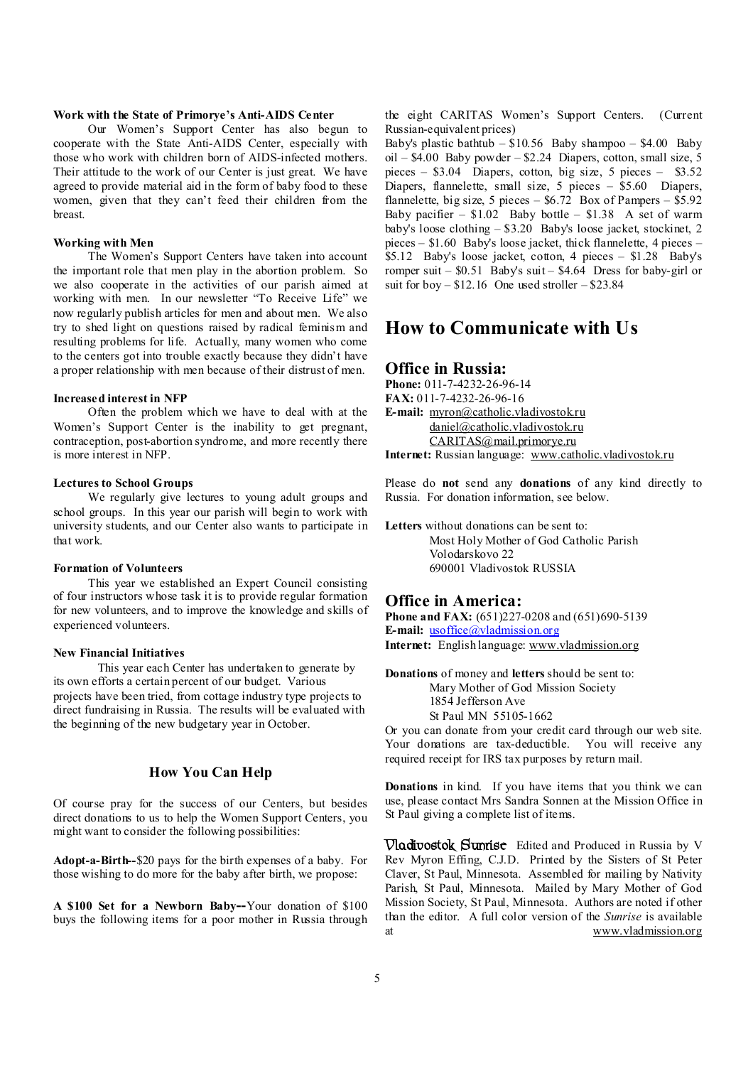**Work with the State of Primorye's Anti-AIDS Center**

Our Women's Support Center has also begun to cooperate with the State Anti-AIDS Center, especially with those who work with children born of AIDS-infected mothers. Their attitude to the work of our Center is just great. We have agreed to provide material aid in the form of baby food to these women, given that they can't feed their children from the breast.

**Working with Men**

The Women's Support Centers have taken into account the important role that men play in the abortion problem. So we also cooperate in the activities of our parish aimed at working with men. In our newsletter "To Receive Life" we now regularly publish articles for men and about men. We also try to shed light on questions raised by radical feminism and resulting problems for life. Actually, many women who come to the centers got into trouble exactly because they didn't have a proper relationship with men because of their distrust of men.

**Increased interest in NFP**

Often the problem which we have to deal with at the Women's Support Center is the inability to get pregnant, contraception, post-abortion syndrome, and more recently there is more interest in NFP.

**Lectures to School Groups**

We regularly give lectures to young adult groups and school groups. In this year our parish will begin to work with university students, and our Center also wants to participate in that work.

**Formation of Volunteers**

This year we established an Expert Council consisting of four instructors whose task it is to provide regular formation for new volunteers, and to improve the knowledge and skills of experienced volunteers.

**New Financial Initiatives**

This year each Center has undertaken to generate by its own efforts a certain percent of our budget. Various projects have been tried, from cottage industry type projects to direct fundraising in Russia. The results will be evaluated with the beginning of the new budgetary year in October.

### How You Can Help

Of course pray for the success of our Centers, but besides direct donations to us to help the Women Support Centers, you might want to consider the following possibilities:

**Adopt-a-Birth--**$20 pays for the birth expenses of a baby. For those wishing to do more for the baby after birth, we propose:

**A $100 Set for a Newborn Baby--**Your donation of $100 buys the following items for a poor mother in Russia through the eight CARITAS Women's Support Centers. (Current Russian-equivalent prices)

Baby's plastic bathtub – $10.56 Baby shampoo – $4.00 Baby oil – $4.00 Baby powder – $2.24 Diapers, cotton, small size, 5 pieces – $3.04 Diapers, cotton, big size, 5 pieces – $3.52 Diapers, flannelette, small size, 5 pieces – $5.60 Diapers, flannelette, big size, 5 pieces – $6.72 Box of Pampers – $5.92 Baby pacifier – $1.02 Baby bottle – $1.38 A set of warm baby's loose clothing – $3.20 Baby's loose jacket, stockinet, 2 pieces – $1.60 Baby's loose jacket, thick flannelette, 4 pieces – $5.12 Baby's loose jacket, cotton, 4 pieces – $1.28 Baby's romper suit – $0.51 Baby's suit – $4.64 Dress for baby-girl or suit for boy – $12.16 One used stroller – $23.84

## How to Communicate with Us

### Office in Russia:

**Phone:** 011-7-4232-26-96-14
**FAX:** 011-7-4232-26-96-16
**E-mail:** myron@catholic.vladivostok.ru
daniel@catholic.vladivostok.ru
CARITAS@mail.primorye.ru
**Internet:** Russian language: www.catholic.vladivostok.ru

Please do **not** send any **donations** of any kind directly to Russia. For donation information, see below.

**Letters** without donations can be sent to:

Most Holy Mother of God Catholic Parish
Volodarskovo 22
690001 Vladivostok RUSSIA

### Office in America:

**Phone and FAX:** (651)227-0208 and (651)690-5139
**E-mail:** usoffice@vladmission.org
**Internet:** English language: www.vladmission.org

**Donations** of money and **letters** should be sent to:

Mary Mother of God Mission Society
1854 Jefferson Ave
St Paul MN 55105-1662

Or you can donate from your credit card through our web site. Your donations are tax-deductible. You will receive any required receipt for IRS tax purposes by return mail.

**Donations** in kind. If you have items that you think we can use, please contact Mrs Sandra Sonnen at the Mission Office in St Paul giving a complete list of items.

**Vladivostok Sunrise** Edited and Produced in Russia by V Rev Myron Effing, C.J.D. Printed by the Sisters of St Peter Claver, St Paul, Minnesota. Assembled for mailing by Nativity Parish, St Paul, Minnesota. Mailed by Mary Mother of God Mission Society, St Paul, Minnesota. Authors are noted if other than the editor. A full color version of the *Sunrise* is available at www.vladmission.org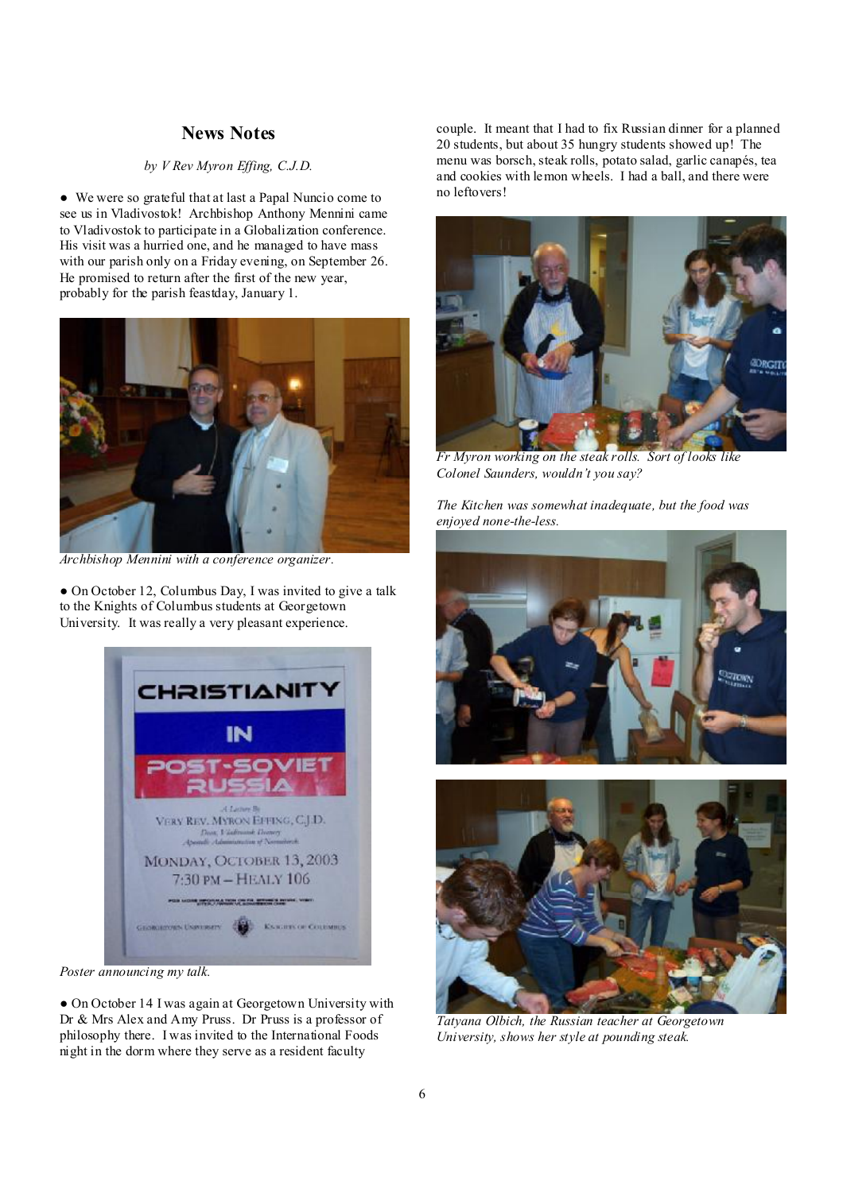## News Notes

*by V Rev Myron Effing, C.J.D.*

- We were so grateful that at last a Papal Nuncio come to see us in Vladivostok! Archbishop Anthony Mennini came to Vladivostok to participate in a Globalization conference. His visit was a hurried one, and he managed to have mass with our parish only on a Friday evening, on September 26. He promised to return after the first of the new year, probably for the parish feastday, January 1.

*Archbishop Mennini with a conference organizer.*

- On October 12, Columbus Day, I was invited to give a talk to the Knights of Columbus students at Georgetown University. It was really a very pleasant experience.

*Poster announcing my talk.*

- On October 14 I was again at Georgetown University with Dr & Mrs Alex and Amy Pruss. Dr Pruss is a professor of philosophy there. I was invited to the International Foods night in the dorm where they serve as a resident faculty couple. It meant that I had to fix Russian dinner for a planned 20 students, but about 35 hungry students showed up! The menu was borsch, steak rolls, potato salad, garlic canapés, tea and cookies with lemon wheels. I had a ball, and there were no leftovers!

*Fr Myron working on the steak rolls. Sort of looks like Colonel Saunders, wouldn't you say?*

*The Kitchen was somewhat inadequate, but the food was enjoyed none-the-less.*

*Tatyana Olbich, the Russian teacher at Georgetown University, shows her style at pounding steak.*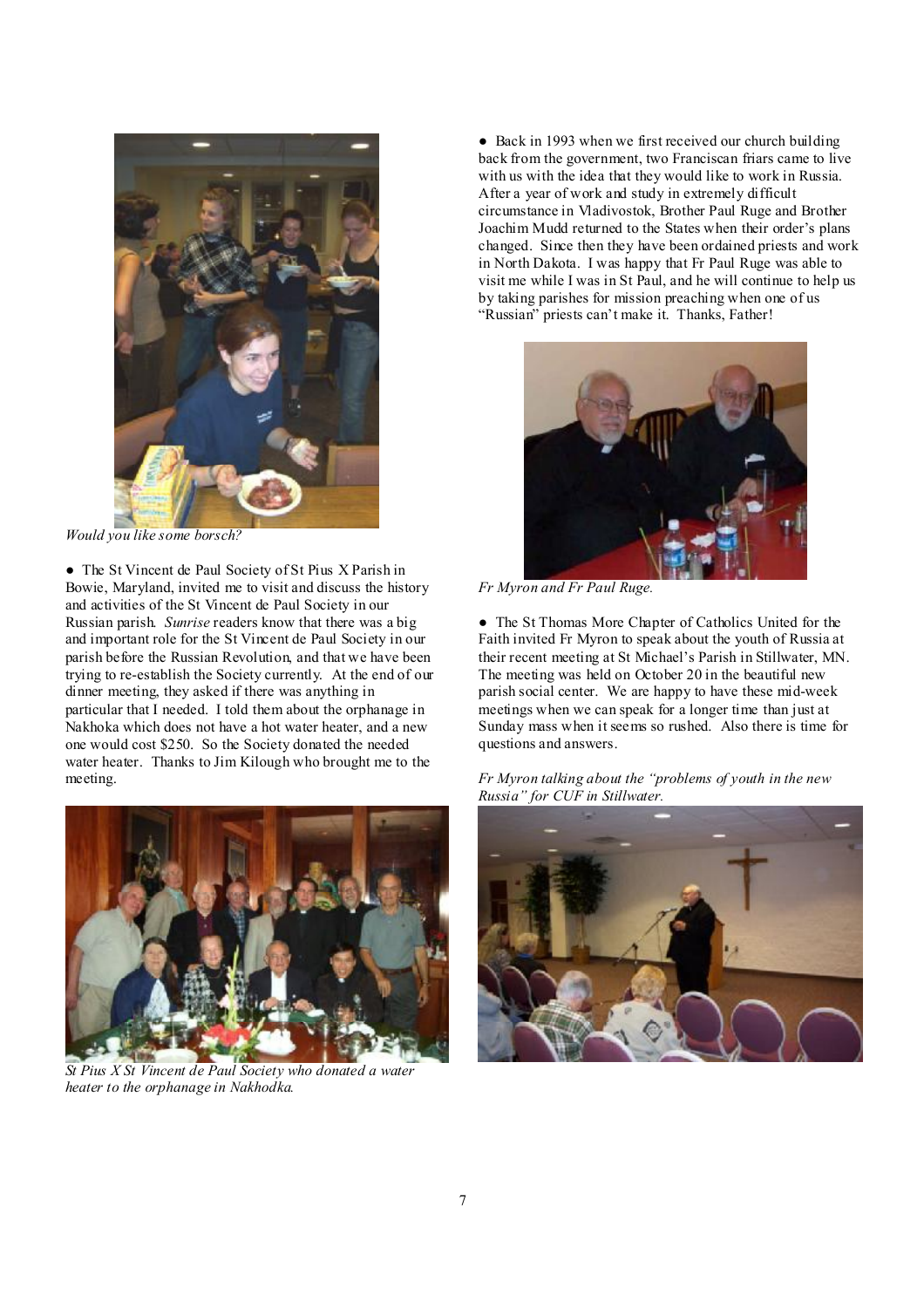*Would you like some borsch?*

● The St Vincent de Paul Society of St Pius X Parish in Bowie, Maryland, invited me to visit and discuss the history and activities of the St Vincent de Paul Society in our Russian parish. *Sunrise* readers know that there was a big and important role for the St Vincent de Paul Society in our parish before the Russian Revolution, and that we have been trying to re-establish the Society currently. At the end of our dinner meeting, they asked if there was anything in particular that I needed. I told them about the orphanage in Nakhoka which does not have a hot water heater, and a new one would cost $250. So the Society donated the needed water heater. Thanks to Jim Kilough who brought me to the meeting.

*St Pius X St Vincent de Paul Society who donated a water heater to the orphanage in Nakhodka.*

● Back in 1993 when we first received our church building back from the government, two Franciscan friars came to live with us with the idea that they would like to work in Russia. After a year of work and study in extremely difficult circumstance in Vladivostok, Brother Paul Ruge and Brother Joachim Mudd returned to the States when their order's plans changed. Since then they have been ordained priests and work in North Dakota. I was happy that Fr Paul Ruge was able to visit me while I was in St Paul, and he will continue to help us by taking parishes for mission preaching when one of us "Russian" priests can't make it. Thanks, Father!

*Fr Myron and Fr Paul Ruge.*

● The St Thomas More Chapter of Catholics United for the Faith invited Fr Myron to speak about the youth of Russia at their recent meeting at St Michael's Parish in Stillwater, MN. The meeting was held on October 20 in the beautiful new parish social center. We are happy to have these mid-week meetings when we can speak for a longer time than just at Sunday mass when it seems so rushed. Also there is time for questions and answers.

*Fr Myron talking about the "problems of youth in the new Russia" for CUF in Stillwater.*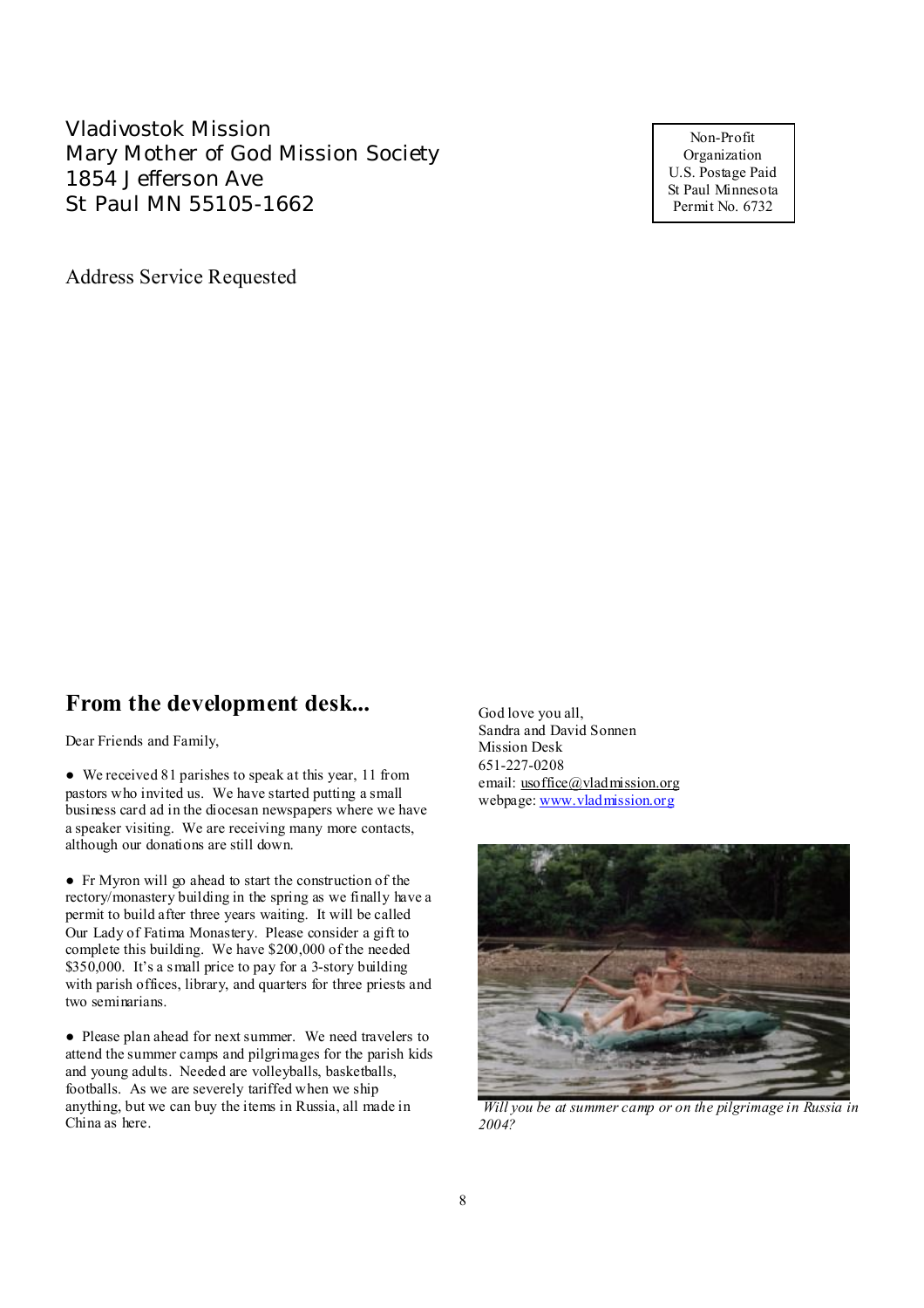Vladivostok Mission
Mary Mother of God Mission Society
1854 Jefferson Ave
St Paul MN 55105-1662

Non-Profit
Organization
U.S. Postage Paid
St Paul Minnesota
Permit No. 6732

Address Service Requested

## From the development desk...

Dear Friends and Family,

- We received 81 parishes to speak at this year, 11 from pastors who invited us. We have started putting a small business card ad in the diocesan newspapers where we have a speaker visiting. We are receiving many more contacts, although our donations are still down.

- Fr Myron will go ahead to start the construction of the rectory/monastery building in the spring as we finally have a permit to build after three years waiting. It will be called Our Lady of Fatima Monastery. Please consider a gift to complete this building. We have $200,000 of the needed $350,000. It's a small price to pay for a 3-story building with parish offices, library, and quarters for three priests and two seminarians.

- Please plan ahead for next summer. We need travelers to attend the summer camps and pilgrimages for the parish kids and young adults. Needed are volleyballs, basketballs, footballs. As we are severely tariffed when we ship anything, but we can buy the items in Russia, all made in China as here.

God love you all,
Sandra and David Sonnen
Mission Desk
651-227-0208
email: usoffice@vladmission.org
webpage: www.vladmission.org

*Will you be at summer camp or on the pilgrimage in Russia in 2004?*